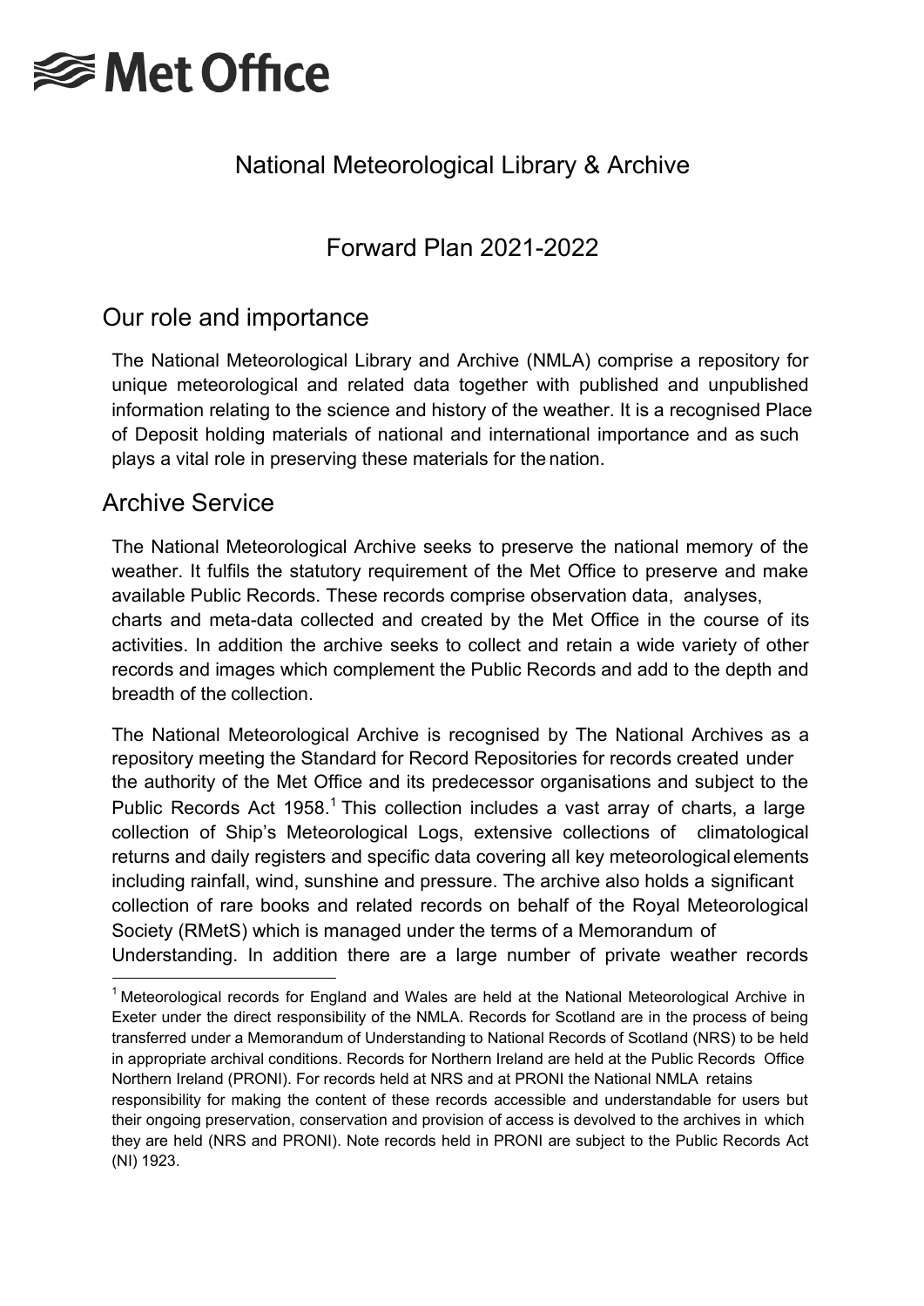# Met Office

## National Meteorological Library & Archive

## Forward Plan 2021-2022

## Our role and importance

The National Meteorological Library and Archive (NMLA) comprise a repository for unique meteorological and related data together with published and unpublished information relating to the science and history of the weather. It is a recognised Place of Deposit holding materials of national and international importance and as such plays a vital role in preserving these materials for the nation.

## Archive Service

The National Meteorological Archive seeks to preserve the national memory of the weather. It fulfils the statutory requirement of the Met Office to preserve and make available Public Records. These records comprise observation data, analyses, charts and meta-data collected and created by the Met Office in the course of its activities. In addition the archive seeks to collect and retain a wide variety of other records and images which complement the Public Records and add to the depth and breadth of the collection.

The National Meteorological Archive is recognised by The National Archives as a repository meeting the Standard for Record Repositories for records created under the authority of the Met Office and its predecessor organisations and subject to the Public Records Act 1958.[1] This collection includes a vast array of charts, a large collection of Ship's Meteorological Logs, extensive collections of climatological returns and daily registers and specific data covering all key meteorological elements including rainfall, wind, sunshine and pressure. The archive also holds a significant collection of rare books and related records on behalf of the Royal Meteorological Society (RMetS) which is managed under the terms of a Memorandum of Understanding. In addition there are a large number of private weather records

[1] Meteorological records for England and Wales are held at the National Meteorological Archive in Exeter under the direct responsibility of the NMLA. Records for Scotland are in the process of being transferred under a Memorandum of Understanding to National Records of Scotland (NRS) to be held in appropriate archival conditions. Records for Northern Ireland are held at the Public Records Office Northern Ireland (PRONI). For records held at NRS and at PRONI the National NMLA retains responsibility for making the content of these records accessible and understandable for users but their ongoing preservation, conservation and provision of access is devolved to the archives in which they are held (NRS and PRONI). Note records held in PRONI are subject to the Public Records Act (NI) 1923.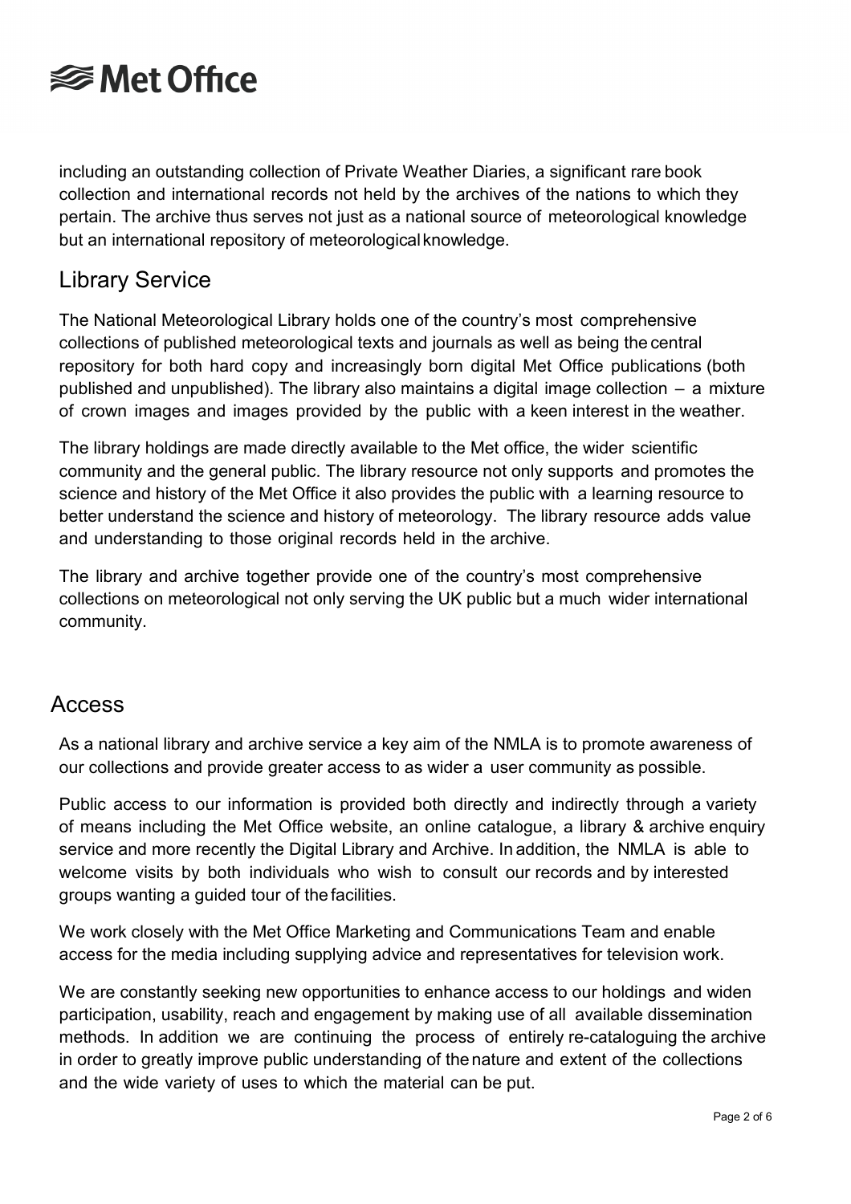including an outstanding collection of Private Weather Diaries, a significant rare book collection and international records not held by the archives of the nations to which they pertain. The archive thus serves not just as a national source of meteorological knowledge but an international repository of meteorological knowledge.

## Library Service

The National Meteorological Library holds one of the country's most comprehensive collections of published meteorological texts and journals as well as being the central repository for both hard copy and increasingly born digital Met Office publications (both published and unpublished). The library also maintains a digital image collection – a mixture of crown images and images provided by the public with a keen interest in the weather.

The library holdings are made directly available to the Met office, the wider scientific community and the general public. The library resource not only supports and promotes the science and history of the Met Office it also provides the public with a learning resource to better understand the science and history of meteorology. The library resource adds value and understanding to those original records held in the archive.

The library and archive together provide one of the country's most comprehensive collections on meteorological not only serving the UK public but a much wider international community.

## Access

As a national library and archive service a key aim of the NMLA is to promote awareness of our collections and provide greater access to as wider a user community as possible.

Public access to our information is provided both directly and indirectly through a variety of means including the Met Office website, an online catalogue, a library & archive enquiry service and more recently the Digital Library and Archive. In addition, the NMLA is able to welcome visits by both individuals who wish to consult our records and by interested groups wanting a guided tour of the facilities.

We work closely with the Met Office Marketing and Communications Team and enable access for the media including supplying advice and representatives for television work.

We are constantly seeking new opportunities to enhance access to our holdings and widen participation, usability, reach and engagement by making use of all available dissemination methods. In addition we are continuing the process of entirely re-cataloguing the archive in order to greatly improve public understanding of the nature and extent of the collections and the wide variety of uses to which the material can be put.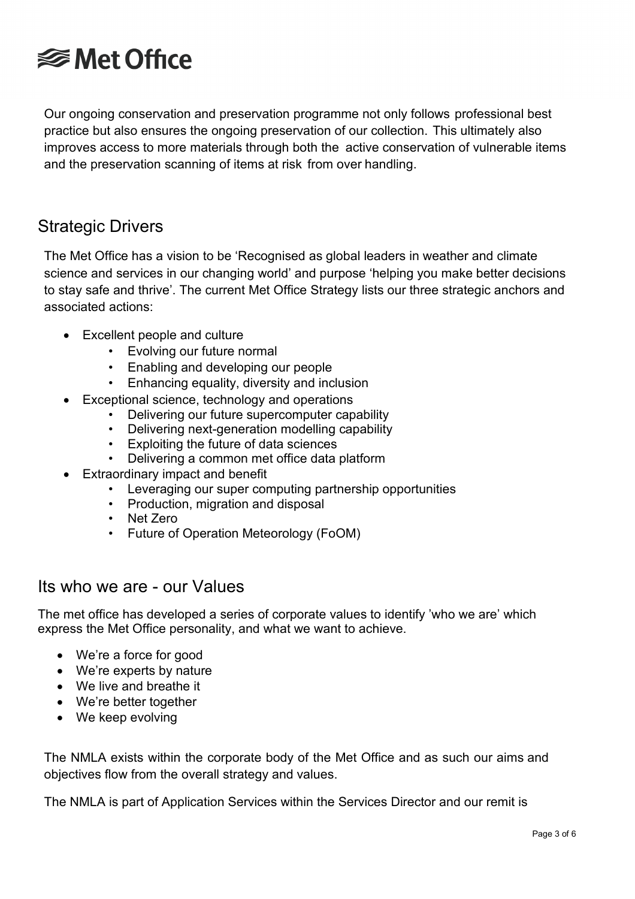Our ongoing conservation and preservation programme not only follows professional best practice but also ensures the ongoing preservation of our collection. This ultimately also improves access to more materials through both the active conservation of vulnerable items and the preservation scanning of items at risk from over handling.

## Strategic Drivers

The Met Office has a vision to be 'Recognised as global leaders in weather and climate science and services in our changing world' and purpose 'helping you make better decisions to stay safe and thrive'. The current Met Office Strategy lists our three strategic anchors and associated actions:

- Excellent people and culture
  - Evolving our future normal
  - Enabling and developing our people
  - Enhancing equality, diversity and inclusion
- Exceptional science, technology and operations
  - Delivering our future supercomputer capability
  - Delivering next-generation modelling capability
  - Exploiting the future of data sciences
  - Delivering a common met office data platform
- Extraordinary impact and benefit
  - Leveraging our super computing partnership opportunities
  - Production, migration and disposal
  - Net Zero
  - Future of Operation Meteorology (FoOM)

## Its who we are - our Values

The met office has developed a series of corporate values to identify 'who we are' which express the Met Office personality, and what we want to achieve.

- We're a force for good
- We're experts by nature
- We live and breathe it
- We're better together
- We keep evolving

The NMLA exists within the corporate body of the Met Office and as such our aims and objectives flow from the overall strategy and values.

The NMLA is part of Application Services within the Services Director and our remit is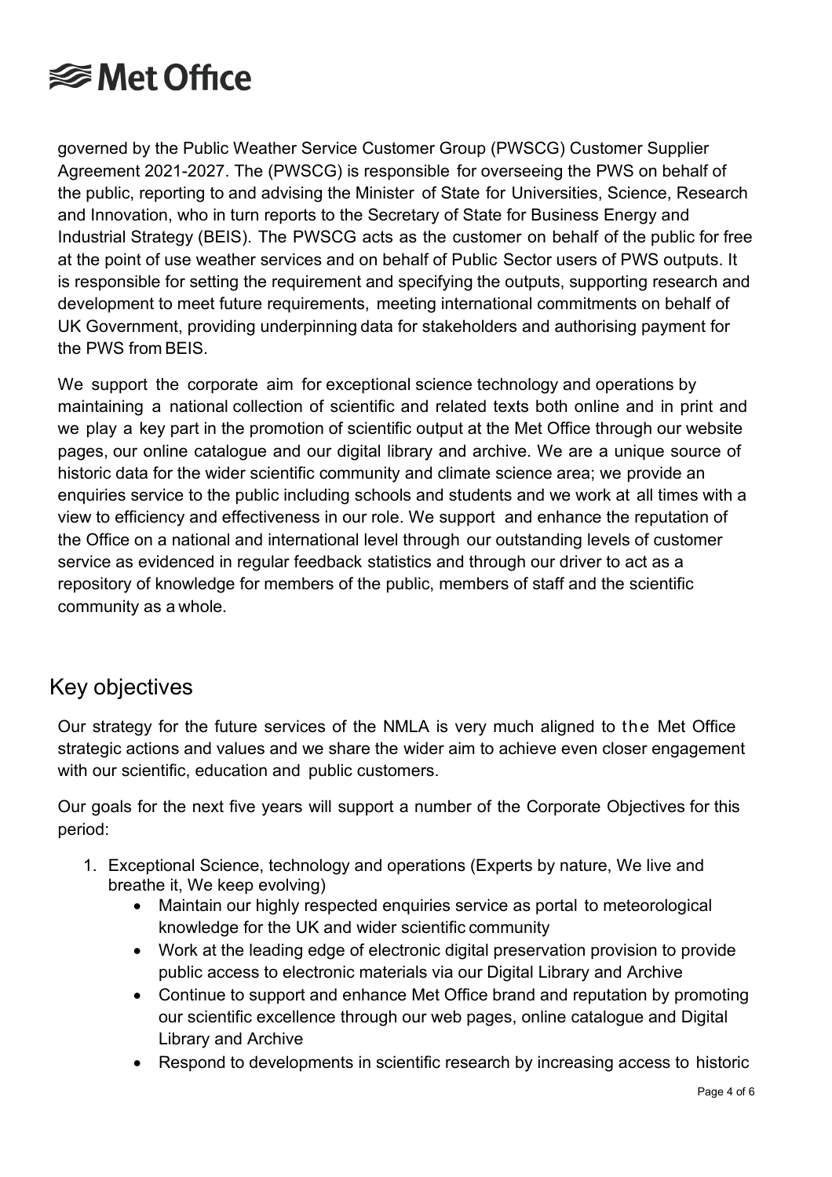governed by the Public Weather Service Customer Group (PWSCG) Customer Supplier Agreement 2021-2027. The (PWSCG) is responsible for overseeing the PWS on behalf of the public, reporting to and advising the Minister of State for Universities, Science, Research and Innovation, who in turn reports to the Secretary of State for Business Energy and Industrial Strategy (BEIS). The PWSCG acts as the customer on behalf of the public for free at the point of use weather services and on behalf of Public Sector users of PWS outputs. It is responsible for setting the requirement and specifying the outputs, supporting research and development to meet future requirements, meeting international commitments on behalf of UK Government, providing underpinning data for stakeholders and authorising payment for the PWS from BEIS.

We support the corporate aim for exceptional science technology and operations by maintaining a national collection of scientific and related texts both online and in print and we play a key part in the promotion of scientific output at the Met Office through our website pages, our online catalogue and our digital library and archive. We are a unique source of historic data for the wider scientific community and climate science area; we provide an enquiries service to the public including schools and students and we work at all times with a view to efficiency and effectiveness in our role. We support and enhance the reputation of the Office on a national and international level through our outstanding levels of customer service as evidenced in regular feedback statistics and through our driver to act as a repository of knowledge for members of the public, members of staff and the scientific community as a whole.

## Key objectives

Our strategy for the future services of the NMLA is very much aligned to the Met Office strategic actions and values and we share the wider aim to achieve even closer engagement with our scientific, education and public customers.

Our goals for the next five years will support a number of the Corporate Objectives for this period:

1. Exceptional Science, technology and operations (Experts by nature, We live and breathe it, We keep evolving)
    - Maintain our highly respected enquiries service as portal to meteorological knowledge for the UK and wider scientific community
    - Work at the leading edge of electronic digital preservation provision to provide public access to electronic materials via our Digital Library and Archive
    - Continue to support and enhance Met Office brand and reputation by promoting our scientific excellence through our web pages, online catalogue and Digital Library and Archive
    - Respond to developments in scientific research by increasing access to historic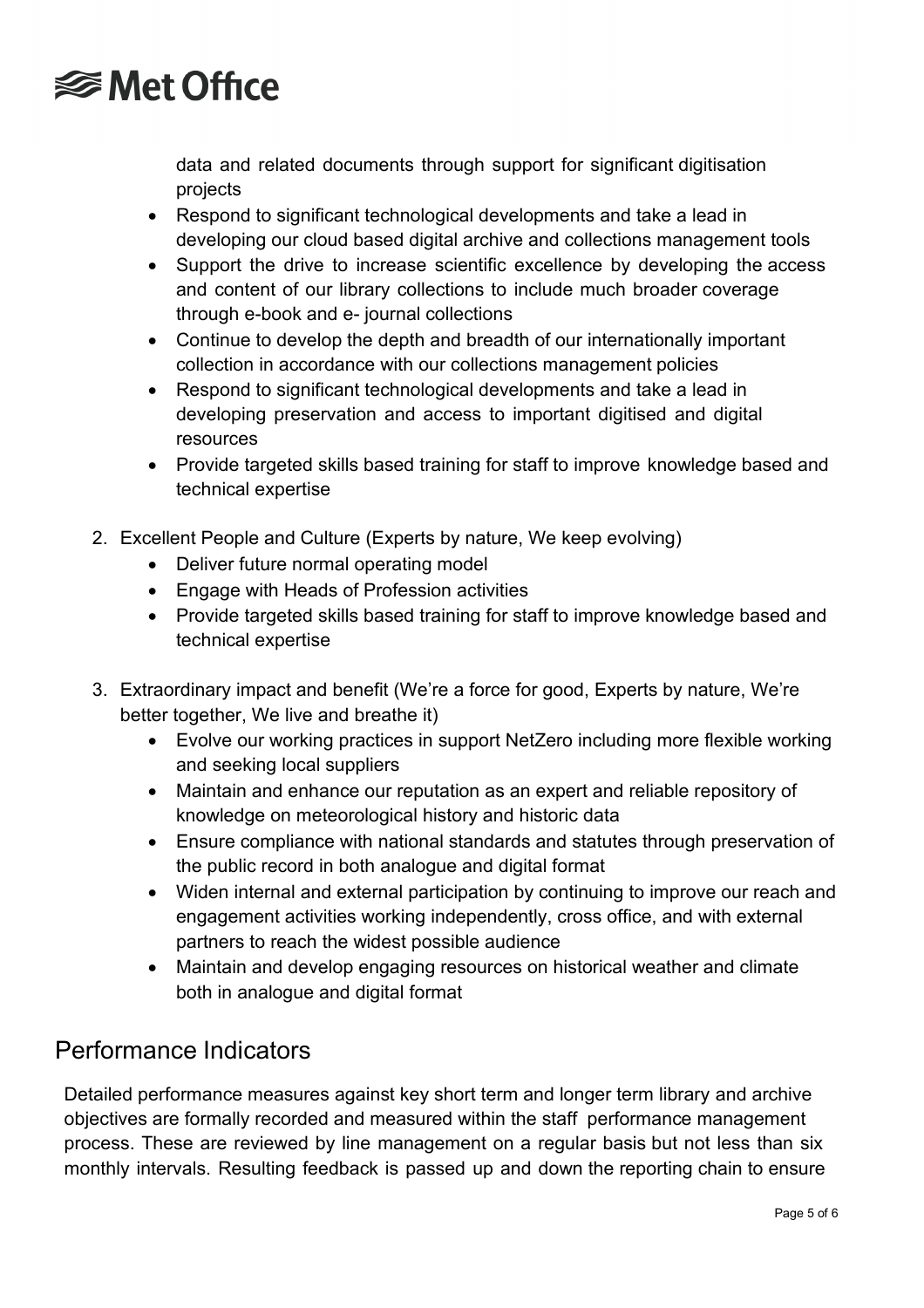data and related documents through support for significant digitisation projects

- Respond to significant technological developments and take a lead in developing our cloud based digital archive and collections management tools
- Support the drive to increase scientific excellence by developing the access and content of our library collections to include much broader coverage through e-book and e- journal collections
- Continue to develop the depth and breadth of our internationally important collection in accordance with our collections management policies
- Respond to significant technological developments and take a lead in developing preservation and access to important digitised and digital resources
- Provide targeted skills based training for staff to improve knowledge based and technical expertise

2. Excellent People and Culture (Experts by nature, We keep evolving)
   - Deliver future normal operating model
   - Engage with Heads of Profession activities
   - Provide targeted skills based training for staff to improve knowledge based and technical expertise

3. Extraordinary impact and benefit (We're a force for good, Experts by nature, We're better together, We live and breathe it)
   - Evolve our working practices in support NetZero including more flexible working and seeking local suppliers
   - Maintain and enhance our reputation as an expert and reliable repository of knowledge on meteorological history and historic data
   - Ensure compliance with national standards and statutes through preservation of the public record in both analogue and digital format
   - Widen internal and external participation by continuing to improve our reach and engagement activities working independently, cross office, and with external partners to reach the widest possible audience
   - Maintain and develop engaging resources on historical weather and climate both in analogue and digital format

## Performance Indicators

Detailed performance measures against key short term and longer term library and archive objectives are formally recorded and measured within the staff performance management process. These are reviewed by line management on a regular basis but not less than six monthly intervals. Resulting feedback is passed up and down the reporting chain to ensure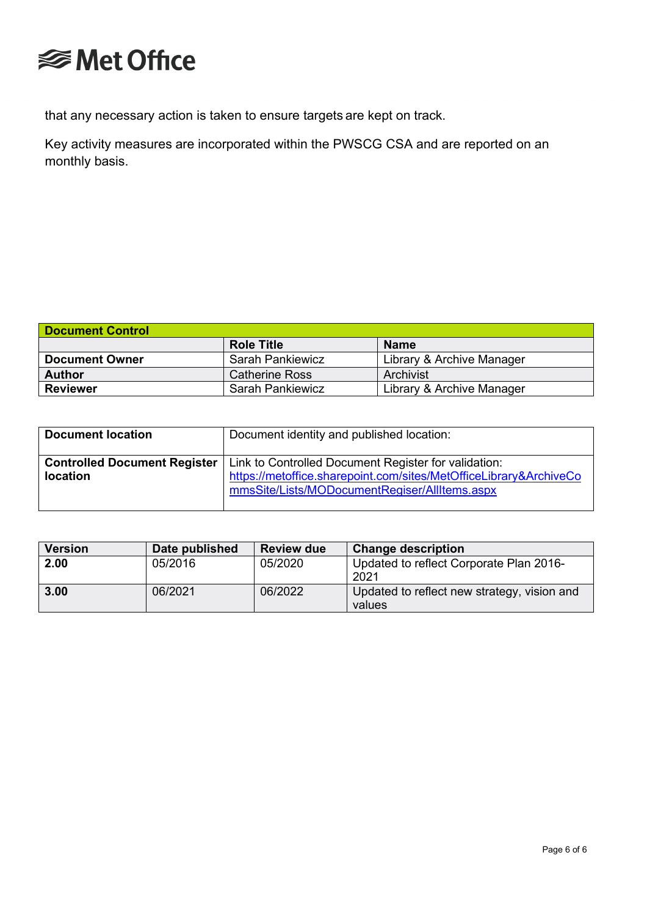that any necessary action is taken to ensure targets are kept on track.

Key activity measures are incorporated within the PWSCG CSA and are reported on an monthly basis.

| **Document Control** | | |
|---|---|---|
| | **Role Title** | **Name** |
| **Document Owner** | Sarah Pankiewicz | Library & Archive Manager |
| **Author** | Catherine Ross | Archivist |
| **Reviewer** | Sarah Pankiewicz | Library & Archive Manager |

| | |
|---|---|
| **Document location** | Document identity and published location: |
| **Controlled Document Register location** | Link to Controlled Document Register for validation: https://metoffice.sharepoint.com/sites/MetOfficeLibrary&ArchiveCommsSite/Lists/MODocumentRegiser/AllItems.aspx |

| Version | Date published | Review due | Change description |
|---|---|---|---|
| **2.00** | 05/2016 | 05/2020 | Updated to reflect Corporate Plan 2016-2021 |
| **3.00** | 06/2021 | 06/2022 | Updated to reflect new strategy, vision and values |